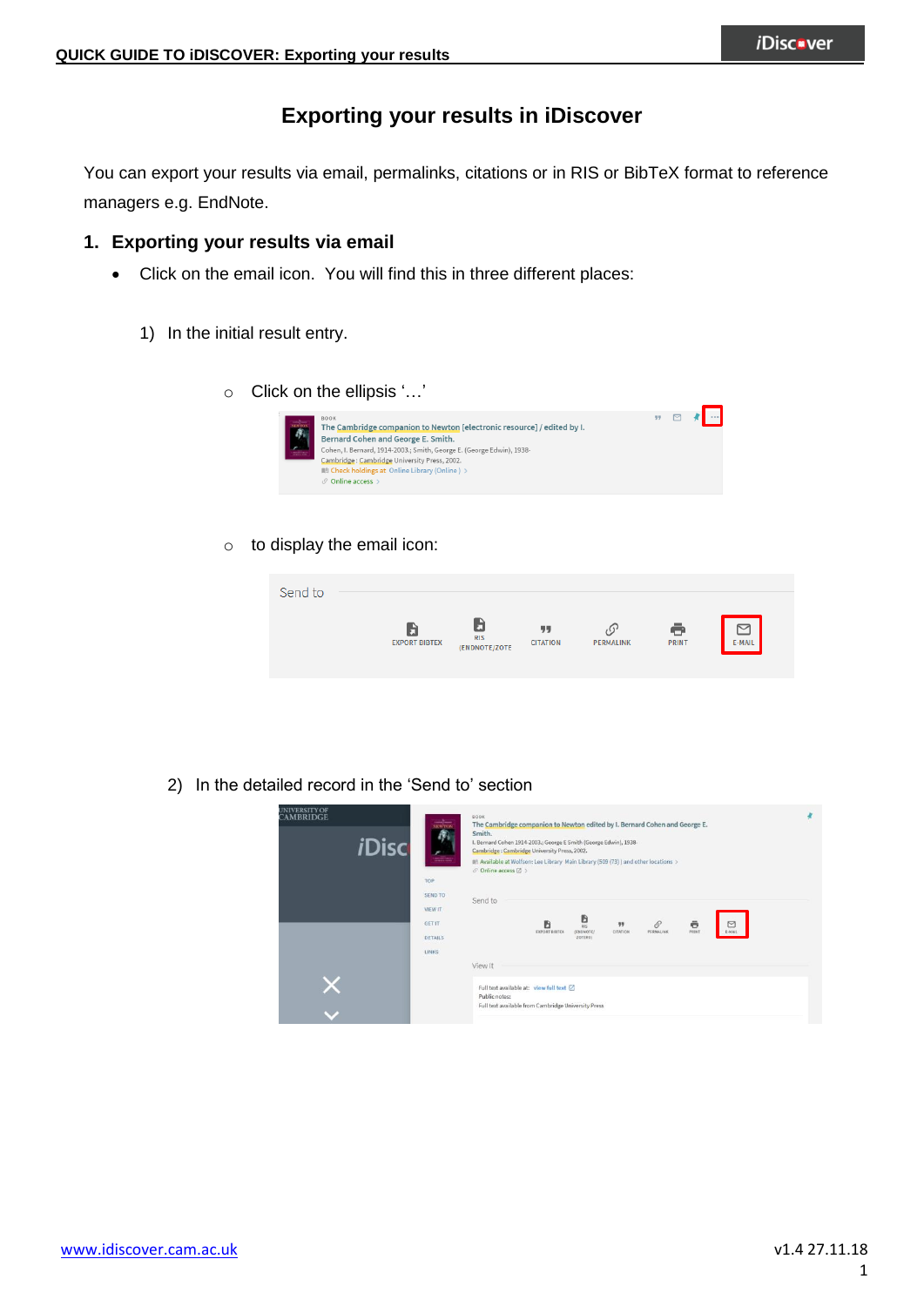# Exporting your results in iDiscover

You can export your results via email, permalinks, citations or in RIS or BibTeX format to reference managers e.g. EndNote.

## 1. Exporting your results via email

- Click on the email icon. You will find this in three different places:

1) In the initial result entry.

   - Click on the ellipsis '…'

   - to display the email icon:

2) In the detailed record in the 'Send to' section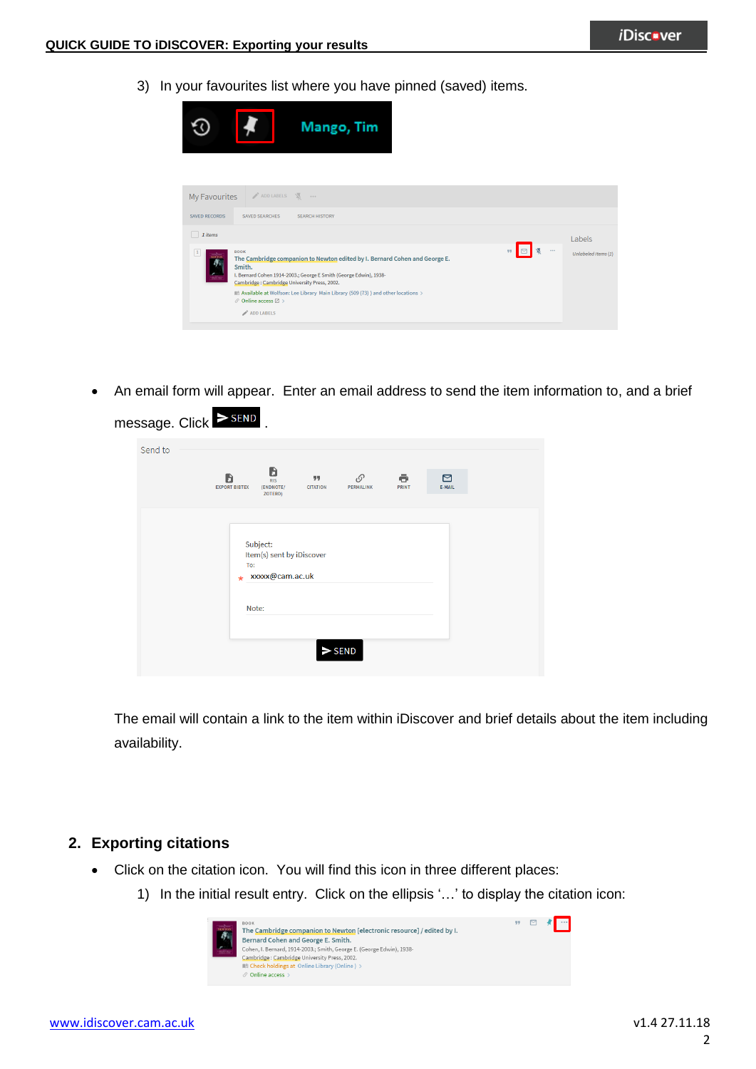3) In your favourites list where you have pinned (saved) items.

- An email form will appear. Enter an email address to send the item information to, and a brief message. Click SEND.

The email will contain a link to the item within iDiscover and brief details about the item including availability.

## 2. Exporting citations

- Click on the citation icon. You will find this icon in three different places:
  1) In the initial result entry. Click on the ellipsis '…' to display the citation icon: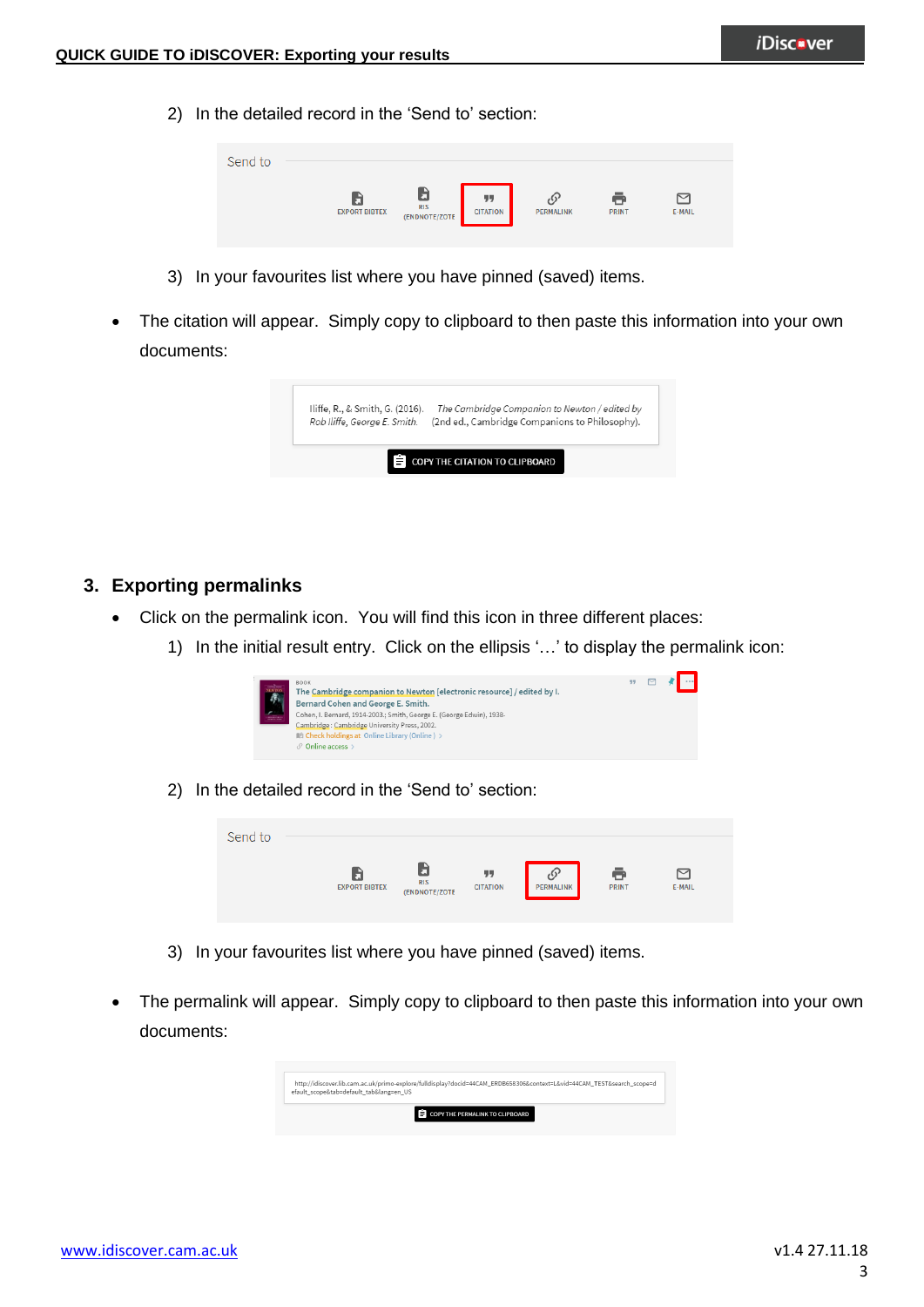2) In the detailed record in the 'Send to' section:

3) In your favourites list where you have pinned (saved) items.

- The citation will appear. Simply copy to clipboard to then paste this information into your own documents:

## 3. Exporting permalinks

- Click on the permalink icon. You will find this icon in three different places:
  1) In the initial result entry. Click on the ellipsis '…' to display the permalink icon:
  2) In the detailed record in the 'Send to' section:
  3) In your favourites list where you have pinned (saved) items.

- The permalink will appear. Simply copy to clipboard to then paste this information into your own documents:

[www.idiscover.cam.ac.uk](http://www.idiscover.cam.ac.uk)

v1.4 27.11.18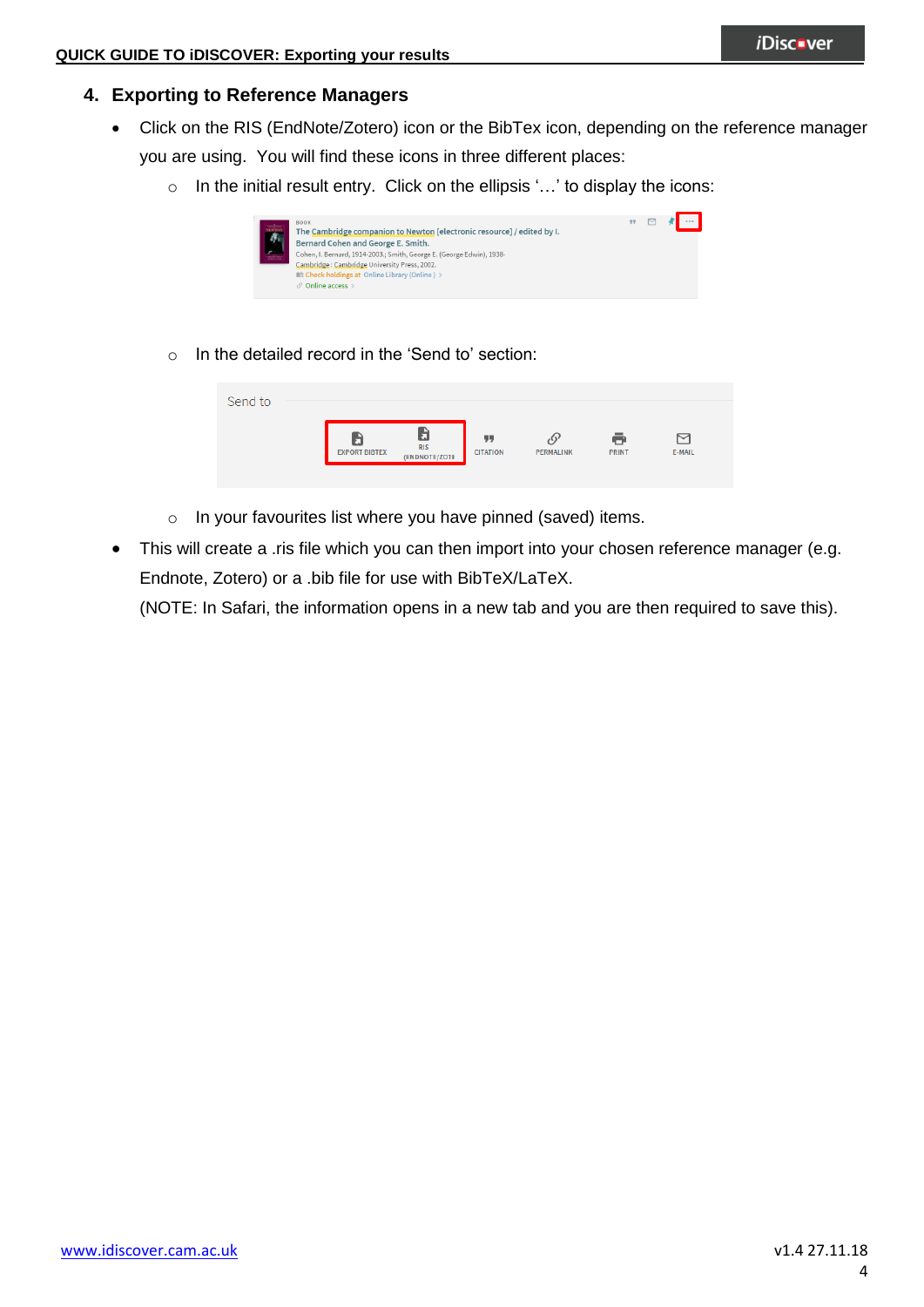## 4. Exporting to Reference Managers

- Click on the RIS (EndNote/Zotero) icon or the BibTex icon, depending on the reference manager you are using. You will find these icons in three different places:
  - In the initial result entry. Click on the ellipsis '…' to display the icons:
  - In the detailed record in the 'Send to' section:
  - In your favourites list where you have pinned (saved) items.
- This will create a .ris file which you can then import into your chosen reference manager (e.g. Endnote, Zotero) or a .bib file for use with BibTeX/LaTeX.
  (NOTE: In Safari, the information opens in a new tab and you are then required to save this).